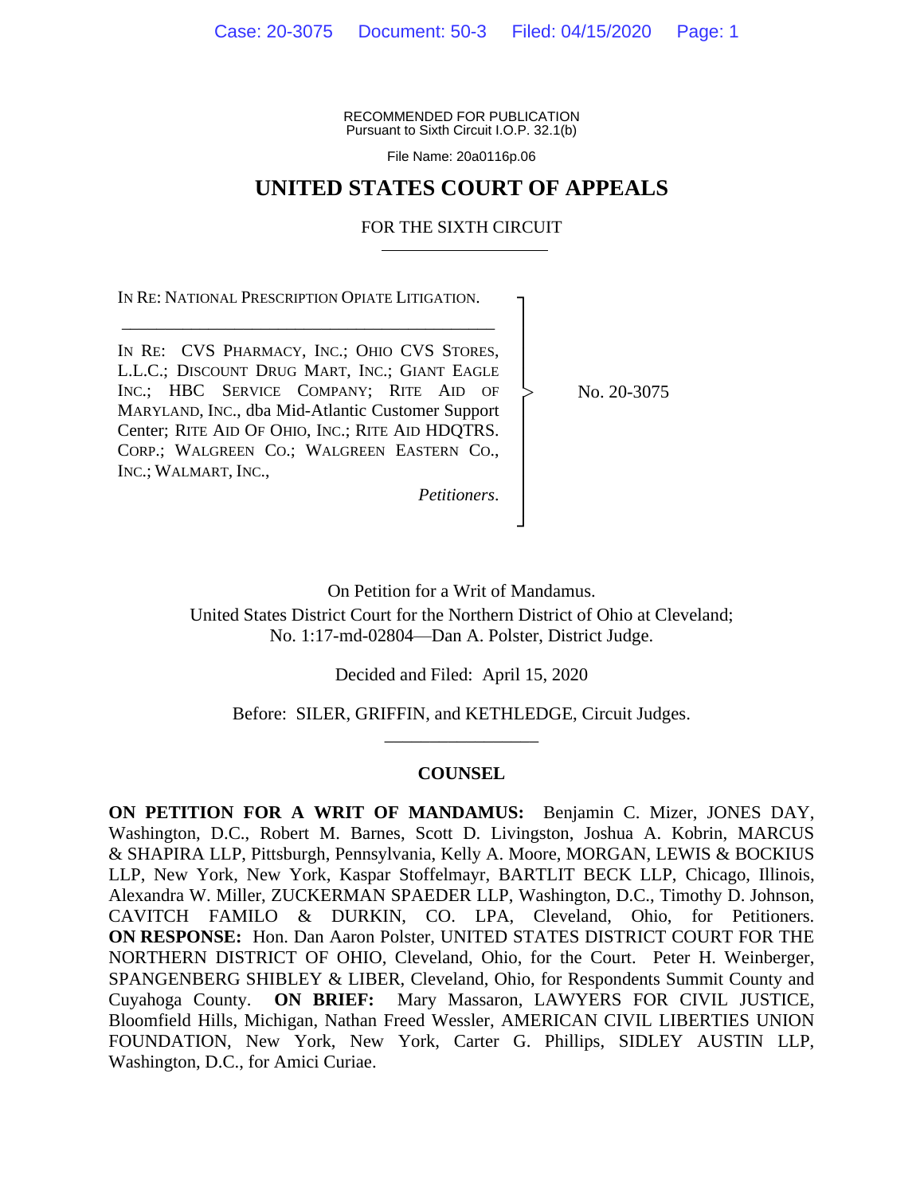RECOMMENDED FOR PUBLICATION
Pursuant to Sixth Circuit I.O.P. 32.1(b)

File Name: 20a0116p.06

# UNITED STATES COURT OF APPEALS

## FOR THE SIXTH CIRCUIT

IN RE: NATIONAL PRESCRIPTION OPIATE LITIGATION.

---

IN RE: CVS PHARMACY, INC.; OHIO CVS STORES, L.L.C.; DISCOUNT DRUG MART, INC.; GIANT EAGLE INC.; HBC SERVICE COMPANY; RITE AID OF MARYLAND, INC., dba Mid-Atlantic Customer Support Center; RITE AID OF OHIO, INC.; RITE AID HDQTRS. CORP.; WALGREEN CO.; WALGREEN EASTERN CO., INC.; WALMART, INC.,

*Petitioners*.

No. 20-3075

On Petition for a Writ of Mandamus.
United States District Court for the Northern District of Ohio at Cleveland;
No. 1:17-md-02804—Dan A. Polster, District Judge.

Decided and Filed: April 15, 2020

Before: SILER, GRIFFIN, and KETHLEDGE, Circuit Judges.

---

**COUNSEL**

**ON PETITION FOR A WRIT OF MANDAMUS:** Benjamin C. Mizer, JONES DAY, Washington, D.C., Robert M. Barnes, Scott D. Livingston, Joshua A. Kobrin, MARCUS & SHAPIRA LLP, Pittsburgh, Pennsylvania, Kelly A. Moore, MORGAN, LEWIS & BOCKIUS LLP, New York, New York, Kaspar Stoffelmayr, BARTLIT BECK LLP, Chicago, Illinois, Alexandra W. Miller, ZUCKERMAN SPAEDER LLP, Washington, D.C., Timothy D. Johnson, CAVITCH FAMILO & DURKIN, CO. LPA, Cleveland, Ohio, for Petitioners. **ON RESPONSE:** Hon. Dan Aaron Polster, UNITED STATES DISTRICT COURT FOR THE NORTHERN DISTRICT OF OHIO, Cleveland, Ohio, for the Court. Peter H. Weinberger, SPANGENBERG SHIBLEY & LIBER, Cleveland, Ohio, for Respondents Summit County and Cuyahoga County. **ON BRIEF:** Mary Massaron, LAWYERS FOR CIVIL JUSTICE, Bloomfield Hills, Michigan, Nathan Freed Wessler, AMERICAN CIVIL LIBERTIES UNION FOUNDATION, New York, New York, Carter G. Phillips, SIDLEY AUSTIN LLP, Washington, D.C., for Amici Curiae.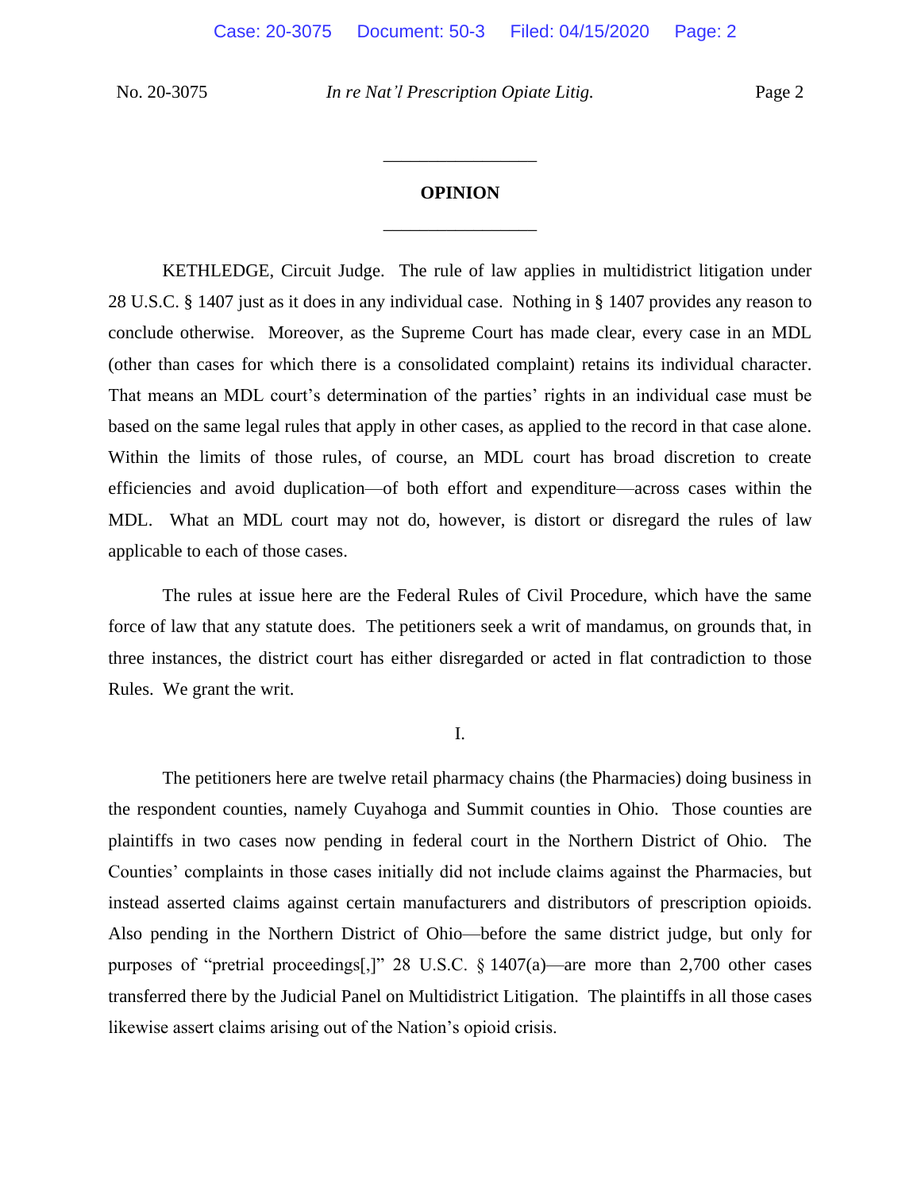## OPINION

KETHLEDGE, Circuit Judge. The rule of law applies in multidistrict litigation under 28 U.S.C. § 1407 just as it does in any individual case. Nothing in § 1407 provides any reason to conclude otherwise. Moreover, as the Supreme Court has made clear, every case in an MDL (other than cases for which there is a consolidated complaint) retains its individual character. That means an MDL court's determination of the parties' rights in an individual case must be based on the same legal rules that apply in other cases, as applied to the record in that case alone. Within the limits of those rules, of course, an MDL court has broad discretion to create efficiencies and avoid duplication—of both effort and expenditure—across cases within the MDL. What an MDL court may not do, however, is distort or disregard the rules of law applicable to each of those cases.

The rules at issue here are the Federal Rules of Civil Procedure, which have the same force of law that any statute does. The petitioners seek a writ of mandamus, on grounds that, in three instances, the district court has either disregarded or acted in flat contradiction to those Rules. We grant the writ.

### I.

The petitioners here are twelve retail pharmacy chains (the Pharmacies) doing business in the respondent counties, namely Cuyahoga and Summit counties in Ohio. Those counties are plaintiffs in two cases now pending in federal court in the Northern District of Ohio. The Counties' complaints in those cases initially did not include claims against the Pharmacies, but instead asserted claims against certain manufacturers and distributors of prescription opioids. Also pending in the Northern District of Ohio—before the same district judge, but only for purposes of "pretrial proceedings[,]" 28 U.S.C. § 1407(a)—are more than 2,700 other cases transferred there by the Judicial Panel on Multidistrict Litigation. The plaintiffs in all those cases likewise assert claims arising out of the Nation's opioid crisis.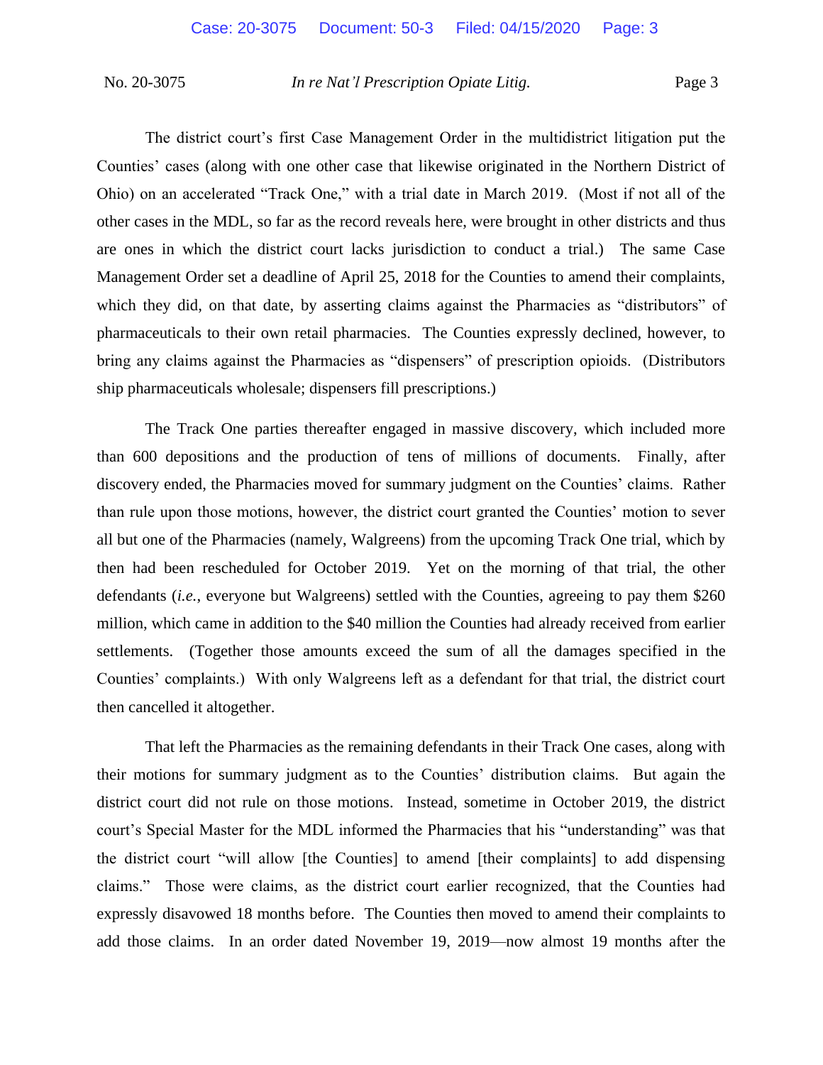The district court's first Case Management Order in the multidistrict litigation put the Counties' cases (along with one other case that likewise originated in the Northern District of Ohio) on an accelerated "Track One," with a trial date in March 2019. (Most if not all of the other cases in the MDL, so far as the record reveals here, were brought in other districts and thus are ones in which the district court lacks jurisdiction to conduct a trial.) The same Case Management Order set a deadline of April 25, 2018 for the Counties to amend their complaints, which they did, on that date, by asserting claims against the Pharmacies as "distributors" of pharmaceuticals to their own retail pharmacies. The Counties expressly declined, however, to bring any claims against the Pharmacies as "dispensers" of prescription opioids. (Distributors ship pharmaceuticals wholesale; dispensers fill prescriptions.)

The Track One parties thereafter engaged in massive discovery, which included more than 600 depositions and the production of tens of millions of documents. Finally, after discovery ended, the Pharmacies moved for summary judgment on the Counties' claims. Rather than rule upon those motions, however, the district court granted the Counties' motion to sever all but one of the Pharmacies (namely, Walgreens) from the upcoming Track One trial, which by then had been rescheduled for October 2019. Yet on the morning of that trial, the other defendants (*i.e.*, everyone but Walgreens) settled with the Counties, agreeing to pay them $260 million, which came in addition to the $40 million the Counties had already received from earlier settlements. (Together those amounts exceed the sum of all the damages specified in the Counties' complaints.) With only Walgreens left as a defendant for that trial, the district court then cancelled it altogether.

That left the Pharmacies as the remaining defendants in their Track One cases, along with their motions for summary judgment as to the Counties' distribution claims. But again the district court did not rule on those motions. Instead, sometime in October 2019, the district court's Special Master for the MDL informed the Pharmacies that his "understanding" was that the district court "will allow [the Counties] to amend [their complaints] to add dispensing claims." Those were claims, as the district court earlier recognized, that the Counties had expressly disavowed 18 months before. The Counties then moved to amend their complaints to add those claims. In an order dated November 19, 2019—now almost 19 months after the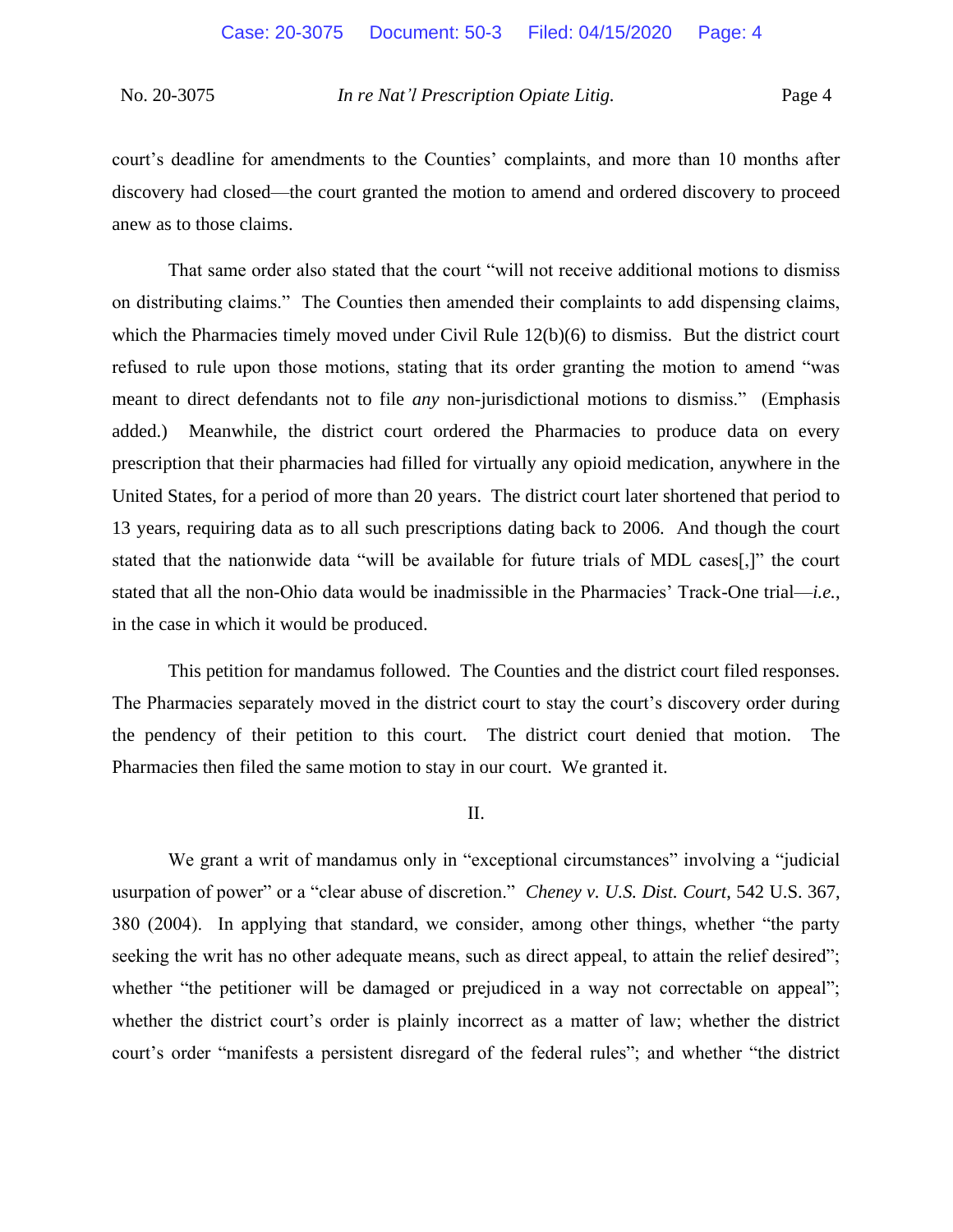court's deadline for amendments to the Counties' complaints, and more than 10 months after discovery had closed—the court granted the motion to amend and ordered discovery to proceed anew as to those claims.

That same order also stated that the court "will not receive additional motions to dismiss on distributing claims." The Counties then amended their complaints to add dispensing claims, which the Pharmacies timely moved under Civil Rule 12(b)(6) to dismiss. But the district court refused to rule upon those motions, stating that its order granting the motion to amend "was meant to direct defendants not to file *any* non-jurisdictional motions to dismiss." (Emphasis added.) Meanwhile, the district court ordered the Pharmacies to produce data on every prescription that their pharmacies had filled for virtually any opioid medication, anywhere in the United States, for a period of more than 20 years. The district court later shortened that period to 13 years, requiring data as to all such prescriptions dating back to 2006. And though the court stated that the nationwide data "will be available for future trials of MDL cases[,]" the court stated that all the non-Ohio data would be inadmissible in the Pharmacies' Track-One trial—*i.e.*, in the case in which it would be produced.

This petition for mandamus followed. The Counties and the district court filed responses. The Pharmacies separately moved in the district court to stay the court's discovery order during the pendency of their petition to this court. The district court denied that motion. The Pharmacies then filed the same motion to stay in our court. We granted it.

## II.

We grant a writ of mandamus only in "exceptional circumstances" involving a "judicial usurpation of power" or a "clear abuse of discretion." *Cheney v. U.S. Dist. Court*, 542 U.S. 367, 380 (2004). In applying that standard, we consider, among other things, whether "the party seeking the writ has no other adequate means, such as direct appeal, to attain the relief desired"; whether "the petitioner will be damaged or prejudiced in a way not correctable on appeal"; whether the district court's order is plainly incorrect as a matter of law; whether the district court's order "manifests a persistent disregard of the federal rules"; and whether "the district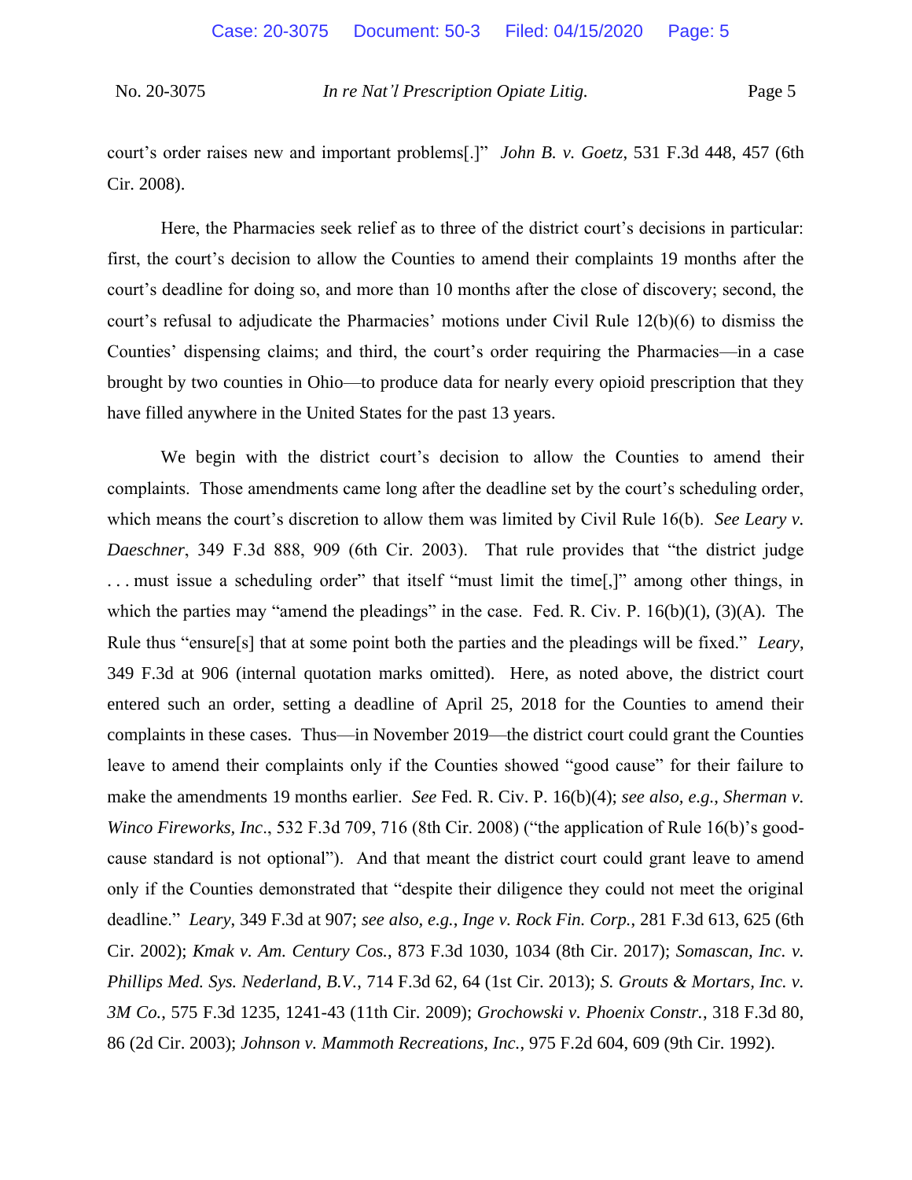court's order raises new and important problems[.]" *John B. v. Goetz*, 531 F.3d 448, 457 (6th Cir. 2008).

Here, the Pharmacies seek relief as to three of the district court's decisions in particular: first, the court's decision to allow the Counties to amend their complaints 19 months after the court's deadline for doing so, and more than 10 months after the close of discovery; second, the court's refusal to adjudicate the Pharmacies' motions under Civil Rule 12(b)(6) to dismiss the Counties' dispensing claims; and third, the court's order requiring the Pharmacies—in a case brought by two counties in Ohio—to produce data for nearly every opioid prescription that they have filled anywhere in the United States for the past 13 years.

We begin with the district court's decision to allow the Counties to amend their complaints. Those amendments came long after the deadline set by the court's scheduling order, which means the court's discretion to allow them was limited by Civil Rule 16(b). *See Leary v. Daeschner*, 349 F.3d 888, 909 (6th Cir. 2003). That rule provides that "the district judge . . . must issue a scheduling order" that itself "must limit the time[,]" among other things, in which the parties may "amend the pleadings" in the case. Fed. R. Civ. P. 16(b)(1), (3)(A). The Rule thus "ensure[s] that at some point both the parties and the pleadings will be fixed." *Leary*, 349 F.3d at 906 (internal quotation marks omitted). Here, as noted above, the district court entered such an order, setting a deadline of April 25, 2018 for the Counties to amend their complaints in these cases. Thus—in November 2019—the district court could grant the Counties leave to amend their complaints only if the Counties showed "good cause" for their failure to make the amendments 19 months earlier. *See* Fed. R. Civ. P. 16(b)(4); *see also, e.g.*, *Sherman v. Winco Fireworks, Inc*., 532 F.3d 709, 716 (8th Cir. 2008) ("the application of Rule 16(b)'s good-cause standard is not optional"). And that meant the district court could grant leave to amend only if the Counties demonstrated that "despite their diligence they could not meet the original deadline." *Leary*, 349 F.3d at 907; *see also, e.g.*, *Inge v. Rock Fin. Corp.*, 281 F.3d 613, 625 (6th Cir. 2002); *Kmak v. Am. Century Cos.*, 873 F.3d 1030, 1034 (8th Cir. 2017); *Somascan, Inc. v. Phillips Med. Sys. Nederland, B.V.*, 714 F.3d 62, 64 (1st Cir. 2013); *S. Grouts & Mortars, Inc. v. 3M Co.*, 575 F.3d 1235, 1241-43 (11th Cir. 2009); *Grochowski v. Phoenix Constr.*, 318 F.3d 80, 86 (2d Cir. 2003); *Johnson v. Mammoth Recreations, Inc.*, 975 F.2d 604, 609 (9th Cir. 1992).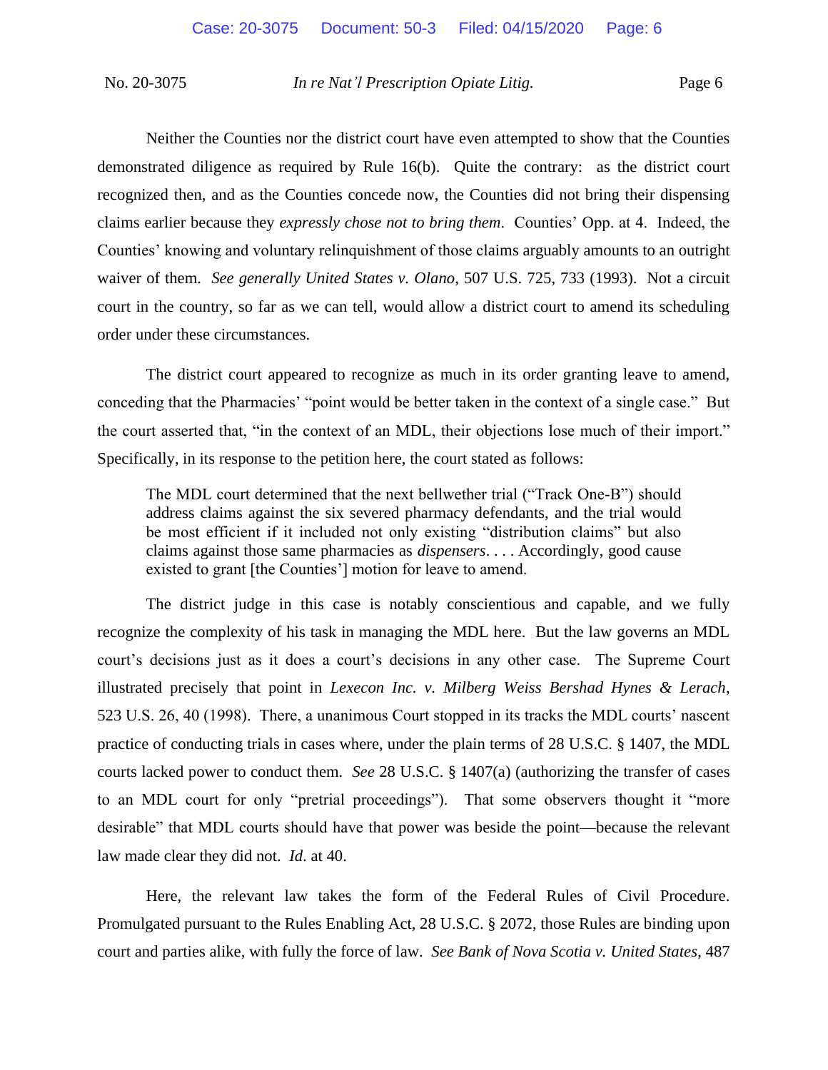Neither the Counties nor the district court have even attempted to show that the Counties demonstrated diligence as required by Rule 16(b). Quite the contrary: as the district court recognized then, and as the Counties concede now, the Counties did not bring their dispensing claims earlier because they *expressly chose not to bring them*. Counties' Opp. at 4. Indeed, the Counties' knowing and voluntary relinquishment of those claims arguably amounts to an outright waiver of them. *See generally United States v. Olano*, 507 U.S. 725, 733 (1993). Not a circuit court in the country, so far as we can tell, would allow a district court to amend its scheduling order under these circumstances.

The district court appeared to recognize as much in its order granting leave to amend, conceding that the Pharmacies' "point would be better taken in the context of a single case." But the court asserted that, "in the context of an MDL, their objections lose much of their import." Specifically, in its response to the petition here, the court stated as follows:

> The MDL court determined that the next bellwether trial ("Track One-B") should address claims against the six severed pharmacy defendants, and the trial would be most efficient if it included not only existing "distribution claims" but also claims against those same pharmacies as *dispensers*. . . . Accordingly, good cause existed to grant [the Counties'] motion for leave to amend.

The district judge in this case is notably conscientious and capable, and we fully recognize the complexity of his task in managing the MDL here. But the law governs an MDL court's decisions just as it does a court's decisions in any other case. The Supreme Court illustrated precisely that point in *Lexecon Inc. v. Milberg Weiss Bershad Hynes & Lerach*, 523 U.S. 26, 40 (1998). There, a unanimous Court stopped in its tracks the MDL courts' nascent practice of conducting trials in cases where, under the plain terms of 28 U.S.C. § 1407, the MDL courts lacked power to conduct them. *See* 28 U.S.C. § 1407(a) (authorizing the transfer of cases to an MDL court for only "pretrial proceedings"). That some observers thought it "more desirable" that MDL courts should have that power was beside the point—because the relevant law made clear they did not. *Id*. at 40.

Here, the relevant law takes the form of the Federal Rules of Civil Procedure. Promulgated pursuant to the Rules Enabling Act, 28 U.S.C. § 2072, those Rules are binding upon court and parties alike, with fully the force of law. *See Bank of Nova Scotia v. United States*, 487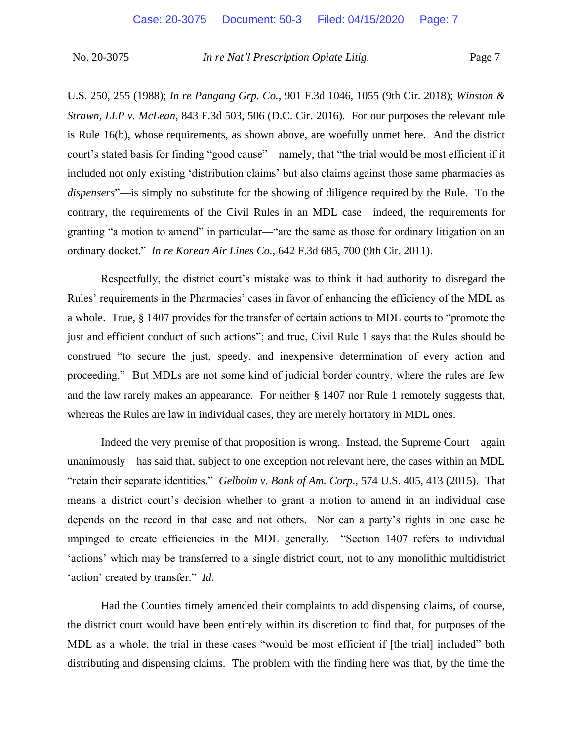U.S. 250, 255 (1988); *In re Pangang Grp. Co.*, 901 F.3d 1046, 1055 (9th Cir. 2018); *Winston & Strawn, LLP v. McLean*, 843 F.3d 503, 506 (D.C. Cir. 2016). For our purposes the relevant rule is Rule 16(b), whose requirements, as shown above, are woefully unmet here. And the district court's stated basis for finding "good cause"—namely, that "the trial would be most efficient if it included not only existing 'distribution claims' but also claims against those same pharmacies as *dispensers*"—is simply no substitute for the showing of diligence required by the Rule. To the contrary, the requirements of the Civil Rules in an MDL case—indeed, the requirements for granting "a motion to amend" in particular—"are the same as those for ordinary litigation on an ordinary docket." *In re Korean Air Lines Co.*, 642 F.3d 685, 700 (9th Cir. 2011).

Respectfully, the district court's mistake was to think it had authority to disregard the Rules' requirements in the Pharmacies' cases in favor of enhancing the efficiency of the MDL as a whole. True, § 1407 provides for the transfer of certain actions to MDL courts to "promote the just and efficient conduct of such actions"; and true, Civil Rule 1 says that the Rules should be construed "to secure the just, speedy, and inexpensive determination of every action and proceeding." But MDLs are not some kind of judicial border country, where the rules are few and the law rarely makes an appearance. For neither § 1407 nor Rule 1 remotely suggests that, whereas the Rules are law in individual cases, they are merely hortatory in MDL ones.

Indeed the very premise of that proposition is wrong. Instead, the Supreme Court—again unanimously—has said that, subject to one exception not relevant here, the cases within an MDL "retain their separate identities." *Gelboim v. Bank of Am. Corp*., 574 U.S. 405, 413 (2015). That means a district court's decision whether to grant a motion to amend in an individual case depends on the record in that case and not others. Nor can a party's rights in one case be impinged to create efficiencies in the MDL generally. "Section 1407 refers to individual 'actions' which may be transferred to a single district court, not to any monolithic multidistrict 'action' created by transfer." *Id*.

Had the Counties timely amended their complaints to add dispensing claims, of course, the district court would have been entirely within its discretion to find that, for purposes of the MDL as a whole, the trial in these cases "would be most efficient if [the trial] included" both distributing and dispensing claims. The problem with the finding here was that, by the time the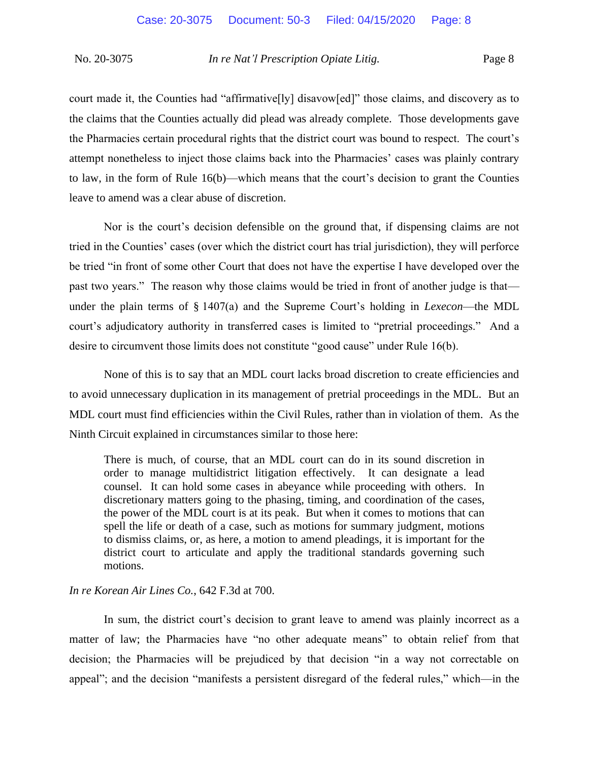court made it, the Counties had "affirmative[ly] disavow[ed]" those claims, and discovery as to the claims that the Counties actually did plead was already complete. Those developments gave the Pharmacies certain procedural rights that the district court was bound to respect. The court's attempt nonetheless to inject those claims back into the Pharmacies' cases was plainly contrary to law, in the form of Rule 16(b)—which means that the court's decision to grant the Counties leave to amend was a clear abuse of discretion.

Nor is the court's decision defensible on the ground that, if dispensing claims are not tried in the Counties' cases (over which the district court has trial jurisdiction), they will perforce be tried "in front of some other Court that does not have the expertise I have developed over the past two years." The reason why those claims would be tried in front of another judge is that—under the plain terms of § 1407(a) and the Supreme Court's holding in *Lexecon*—the MDL court's adjudicatory authority in transferred cases is limited to "pretrial proceedings." And a desire to circumvent those limits does not constitute "good cause" under Rule 16(b).

None of this is to say that an MDL court lacks broad discretion to create efficiencies and to avoid unnecessary duplication in its management of pretrial proceedings in the MDL. But an MDL court must find efficiencies within the Civil Rules, rather than in violation of them. As the Ninth Circuit explained in circumstances similar to those here:

> There is much, of course, that an MDL court can do in its sound discretion in order to manage multidistrict litigation effectively. It can designate a lead counsel. It can hold some cases in abeyance while proceeding with others. In discretionary matters going to the phasing, timing, and coordination of the cases, the power of the MDL court is at its peak. But when it comes to motions that can spell the life or death of a case, such as motions for summary judgment, motions to dismiss claims, or, as here, a motion to amend pleadings, it is important for the district court to articulate and apply the traditional standards governing such motions.

*In re Korean Air Lines Co.*, 642 F.3d at 700.

In sum, the district court's decision to grant leave to amend was plainly incorrect as a matter of law; the Pharmacies have "no other adequate means" to obtain relief from that decision; the Pharmacies will be prejudiced by that decision "in a way not correctable on appeal"; and the decision "manifests a persistent disregard of the federal rules," which—in the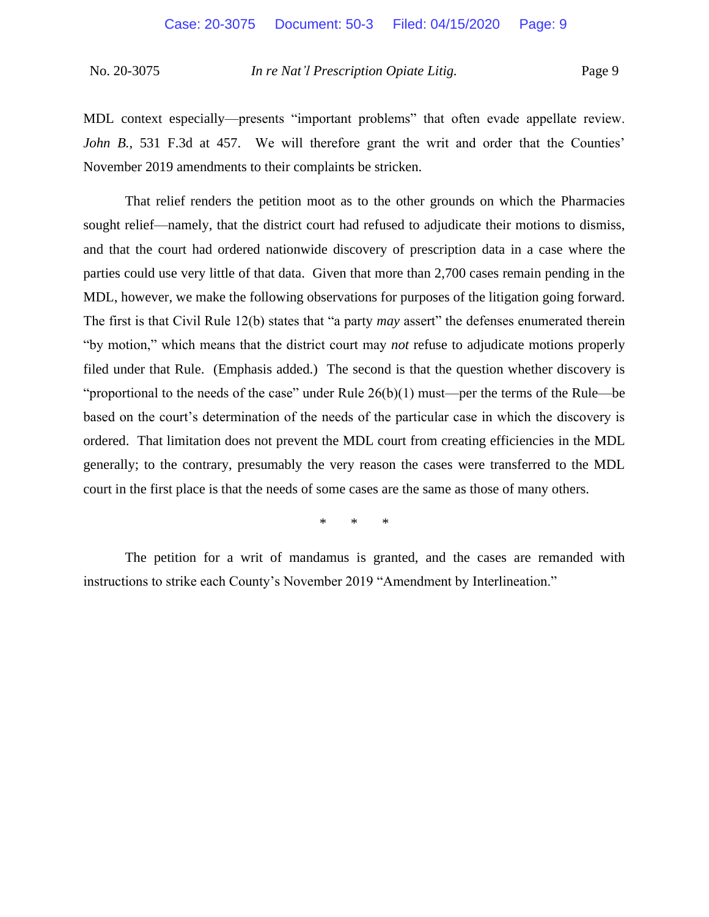MDL context especially—presents "important problems" that often evade appellate review. *John B.*, 531 F.3d at 457. We will therefore grant the writ and order that the Counties' November 2019 amendments to their complaints be stricken.

That relief renders the petition moot as to the other grounds on which the Pharmacies sought relief—namely, that the district court had refused to adjudicate their motions to dismiss, and that the court had ordered nationwide discovery of prescription data in a case where the parties could use very little of that data. Given that more than 2,700 cases remain pending in the MDL, however, we make the following observations for purposes of the litigation going forward. The first is that Civil Rule 12(b) states that "a party *may* assert" the defenses enumerated therein "by motion," which means that the district court may *not* refuse to adjudicate motions properly filed under that Rule. (Emphasis added.) The second is that the question whether discovery is "proportional to the needs of the case" under Rule 26(b)(1) must—per the terms of the Rule—be based on the court's determination of the needs of the particular case in which the discovery is ordered. That limitation does not prevent the MDL court from creating efficiencies in the MDL generally; to the contrary, presumably the very reason the cases were transferred to the MDL court in the first place is that the needs of some cases are the same as those of many others.

\* \* \*

The petition for a writ of mandamus is granted, and the cases are remanded with instructions to strike each County's November 2019 "Amendment by Interlineation."